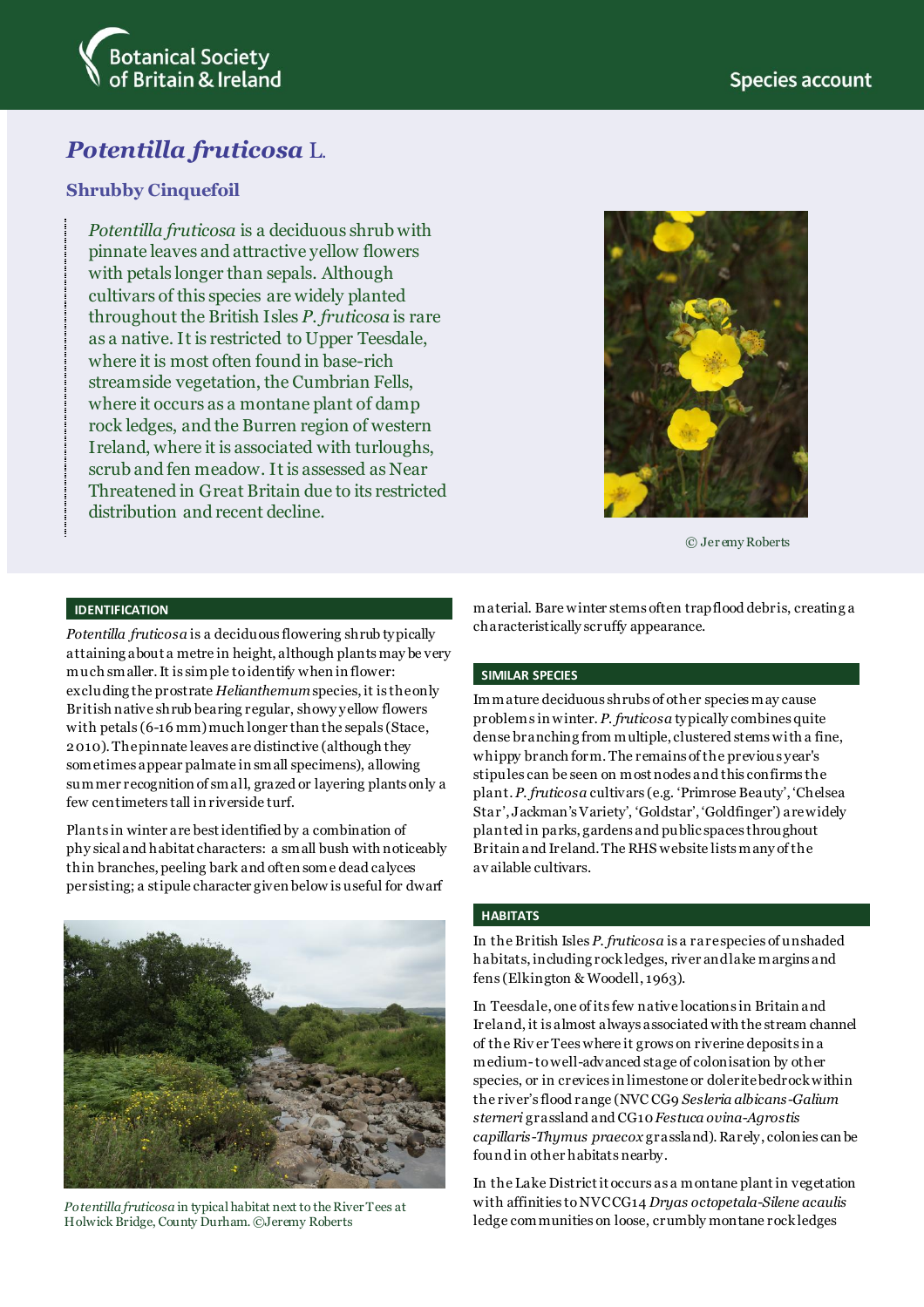Botanical Society of Britain & Ireland

Species account

# *Potentilla fruticosa* L.

## Shrubby Cinquefoil

*Potentilla fruticosa* is a deciduous shrub with pinnate leaves and attractive yellow flowers with petals longer than sepals. Although cultivars of this species are widely planted throughout the British Isles *P. fruticosa* is rare as a native. It is restricted to Upper Teesdale, where it is most often found in base-rich streamside vegetation, the Cumbrian Fells, where it occurs as a montane plant of damp rock ledges, and the Burren region of western Ireland, where it is associated with turloughs, scrub and fen meadow. It is assessed as Near Threatened in Great Britain due to its restricted distribution and recent decline.

© Jeremy Roberts

### IDENTIFICATION

*Potentilla fruticosa* is a deciduous flowering shrub typically attaining about a metre in height, although plants may be very much smaller. It is simple to identify when in flower: excluding the prostrate *Helianthemum* species, it is the only British native shrub bearing regular, showy yellow flowers with petals (6-16 mm) much longer than the sepals (Stace, 2010). The pinnate leaves are distinctive (although they sometimes appear palmate in small specimens), allowing summer recognition of small, grazed or layering plants only a few centimeters tall in riverside turf.

Plants in winter are best identified by a combination of physical and habitat characters: a small bush with noticeably thin branches, peeling bark and often some dead calyces persisting; a stipule character given below is useful for dwarf material. Bare winter stems often trap flood debris, creating a characteristically scruffy appearance.

*Potentilla fruticosa* in typical habitat next to the River Tees at Holwick Bridge, County Durham. ©Jeremy Roberts

### SIMILAR SPECIES

Immature deciduous shrubs of other species may cause problems in winter. *P. fruticosa* typically combines quite dense branching from multiple, clustered stems with a fine, whippy branch form. The remains of the previous year's stipules can be seen on most nodes and this confirms the plant. *P. fruticosa* cultivars (e.g. 'Primrose Beauty', 'Chelsea Star', Jackman's Variety', 'Goldstar', 'Goldfinger') are widely planted in parks, gardens and public spaces throughout Britain and Ireland. The RHS website lists many of the available cultivars.

### HABITATS

In the British Isles *P. fruticosa* is a rare species of unshaded habitats, including rock ledges, river and lake margins and fens (Elkington & Woodell, 1963).

In Teesdale, one of its few native locations in Britain and Ireland, it is almost always associated with the stream channel of the River Tees where it grows on riverine deposits in a medium-to well-advanced stage of colonisation by other species, or in crevices in limestone or dolerite bedrock within the river's flood range (NVC CG9 *Sesleria albicans-Galium sterneri* grassland and CG10 *Festuca ovina-Agrostis capillaris-Thymus praecox* grassland). Rarely, colonies can be found in other habitats nearby.

In the Lake District it occurs as a montane plant in vegetation with affinities to NVC CG14 *Dryas octopetala-Silene acaulis* ledge communities on loose, crumbly montane rock ledges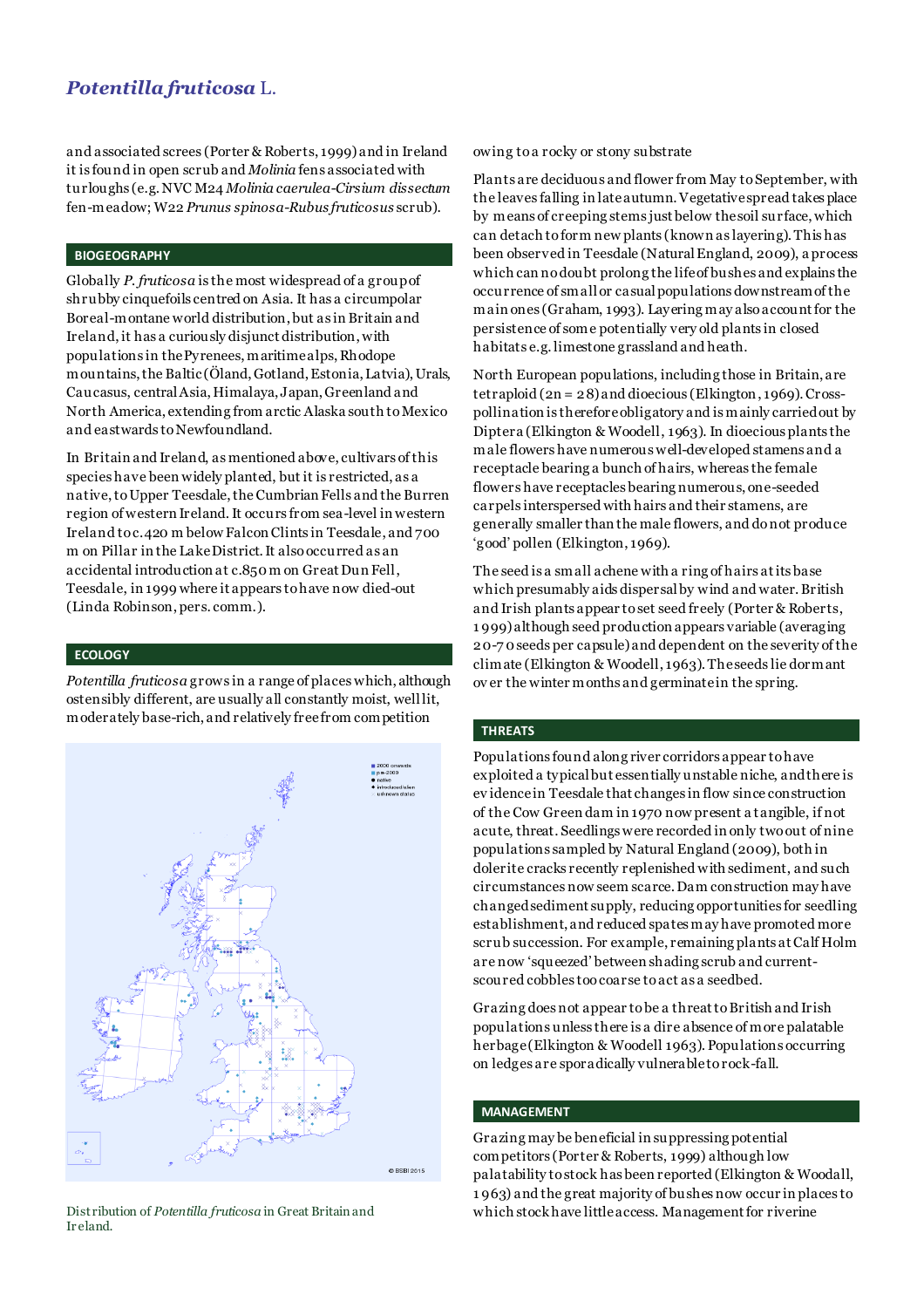and associated screes (Porter & Roberts, 1999) and in Ireland it is found in open scrub and *Molinia* fens associated with turloughs (e.g. NVC M24 *Molinia caerulea-Cirsium dissectum* fen-meadow; W22 *Prunus spinosa-Rubus fruticosus* scrub).

## BIOGEOGRAPHY

Globally *P. fruticosa* is the most widespread of a group of shrubby cinquefoils centred on Asia. It has a circumpolar Boreal-montane world distribution, but as in Britain and Ireland, it has a curiously disjunct distribution, with populations in the Pyrenees, maritime alps, Rhodope mountains, the Baltic (Öland, Gotland, Estonia, Latvia), Urals, Caucasus, central Asia, Himalaya, Japan, Greenland and North America, extending from arctic Alaska south to Mexico and eastwards to Newfoundland.

In Britain and Ireland, as mentioned above, cultivars of this species have been widely planted, but it is restricted, as a native, to Upper Teesdale, the Cumbrian Fells and the Burren region of western Ireland. It occurs from sea-level in western Ireland to c.420 m below Falcon Clints in Teesdale, and 700 m on Pillar in the Lake District. It also occurred as an accidental introduction at c.850 m on Great Dun Fell, Teesdale, in 1999 where it appears to have now died-out (Linda Robinson, pers. comm.).

## ECOLOGY

*Potentilla fruticosa* grows in a range of places which, although ostensibly different, are usually all constantly moist, well lit, moderately base-rich, and relatively free from competition owing to a rocky or stony substrate

Distribution of *Potentilla fruticosa* in Great Britain and Ireland.

Plants are deciduous and flower from May to September, with the leaves falling in late autumn. Vegetative spread takes place by means of creeping stems just below the soil surface, which can detach to form new plants (known as layering). This has been observed in Teesdale (Natural England, 2009), a process which can no doubt prolong the life of bushes and explains the occurrence of small or casual populations downstream of the main ones (Graham, 1993). Layering may also account for the persistence of some potentially very old plants in closed habitats e.g. limestone grassland and heath.

North European populations, including those in Britain, are tetraploid (2n = 28) and dioecious (Elkington, 1969). Cross-pollination is therefore obligatory and is mainly carried out by Diptera (Elkington & Woodell, 1963). In dioecious plants the male flowers have numerous well-developed stamens and a receptacle bearing a bunch of hairs, whereas the female flowers have receptacles bearing numerous, one-seeded carpels interspersed with hairs and their stamens, are generally smaller than the male flowers, and do not produce 'good' pollen (Elkington, 1969).

The seed is a small achene with a ring of hairs at its base which presumably aids dispersal by wind and water. British and Irish plants appear to set seed freely (Porter & Roberts, 1999) although seed production appears variable (averaging 20-70 seeds per capsule) and dependent on the severity of the climate (Elkington & Woodell, 1963). The seeds lie dormant over the winter months and germinate in the spring.

## THREATS

Populations found along river corridors appear to have exploited a typical but essentially unstable niche, and there is evidence in Teesdale that changes in flow since construction of the Cow Green dam in 1970 now present a tangible, if not acute, threat. Seedlings were recorded in only two out of nine populations sampled by Natural England (2009), both in dolerite cracks recently replenished with sediment, and such circumstances now seem scarce. Dam construction may have changed sediment supply, reducing opportunities for seedling establishment, and reduced spates may have promoted more scrub succession. For example, remaining plants at Calf Holm are now 'squeezed' between shading scrub and current-scoured cobbles too coarse to act as a seedbed.

Grazing does not appear to be a threat to British and Irish populations unless there is a dire absence of more palatable herbage (Elkington & Woodell 1963). Populations occurring on ledges are sporadically vulnerable to rock-fall.

## MANAGEMENT

Grazing may be beneficial in suppressing potential competitors (Porter & Roberts, 1999) although low palatability to stock has been reported (Elkington & Woodall, 1963) and the great majority of bushes now occur in places to which stock have little access. Management for riverine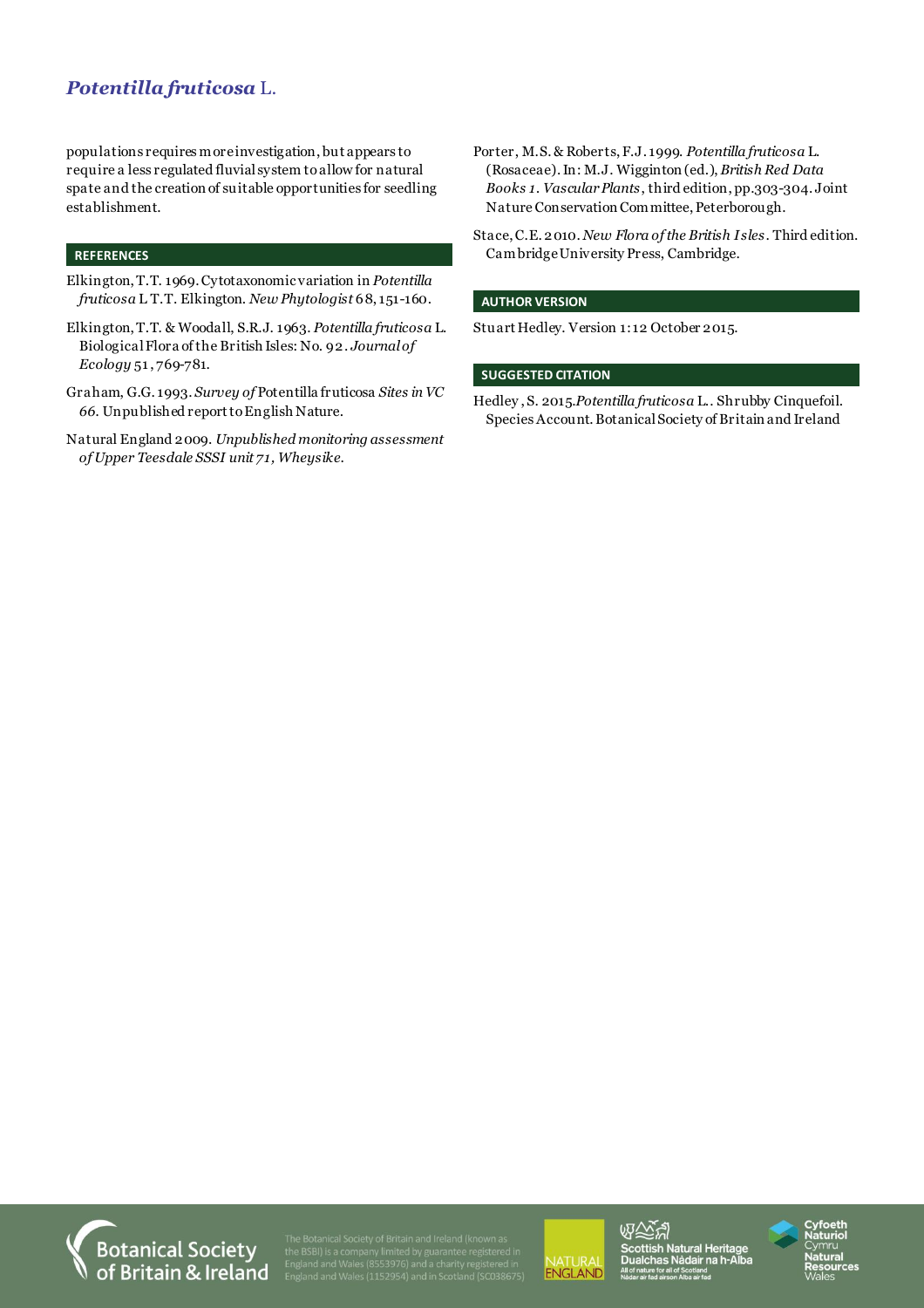populations requires more investigation, but appears to require a less regulated fluvial system to allow for natural spate and the creation of suitable opportunities for seedling establishment.

## REFERENCES

Elkington, T.T. 1969. Cytotaxonomic variation in *Potentilla fruticosa* L T.T. Elkington. *New Phytologist* 68, 151-160.

Elkington, T.T. & Woodall, S.R.J. 1963. *Potentilla fruticosa* L. Biological Flora of the British Isles: No. 92. *Journal of Ecology* 51, 769-781.

Graham, G.G. 1993. *Survey of* Potentilla fruticosa *Sites in VC 66*. Unpublished report to English Nature.

Natural England 2009. *Unpublished monitoring assessment of Upper Teesdale SSSI unit 71, Wheysike*.

Porter, M.S. & Roberts, F.J. 1999. *Potentilla fruticosa* L. (Rosaceae). In: M.J. Wigginton (ed.), *British Red Data Books 1. Vascular Plants*, third edition, pp.303-304. Joint Nature Conservation Committee, Peterborough.

Stace, C.E. 2010. *New Flora of the British Isles*. Third edition. Cambridge University Press, Cambridge.

## AUTHOR VERSION

Stuart Hedley. Version 1: 12 October 2015.

## SUGGESTED CITATION

Hedley, S. 2015. *Potentilla fruticosa* L.. Shrubby Cinquefoil. Species Account. Botanical Society of Britain and Ireland

Botanical Society of Britain & Ireland

The Botanical Society of Britain and Ireland (known as the BSBI) is a company limited by guarantee registered in England and Wales (8553976) and a charity registered in England and Wales (1152954) and in Scotland (SC038675)